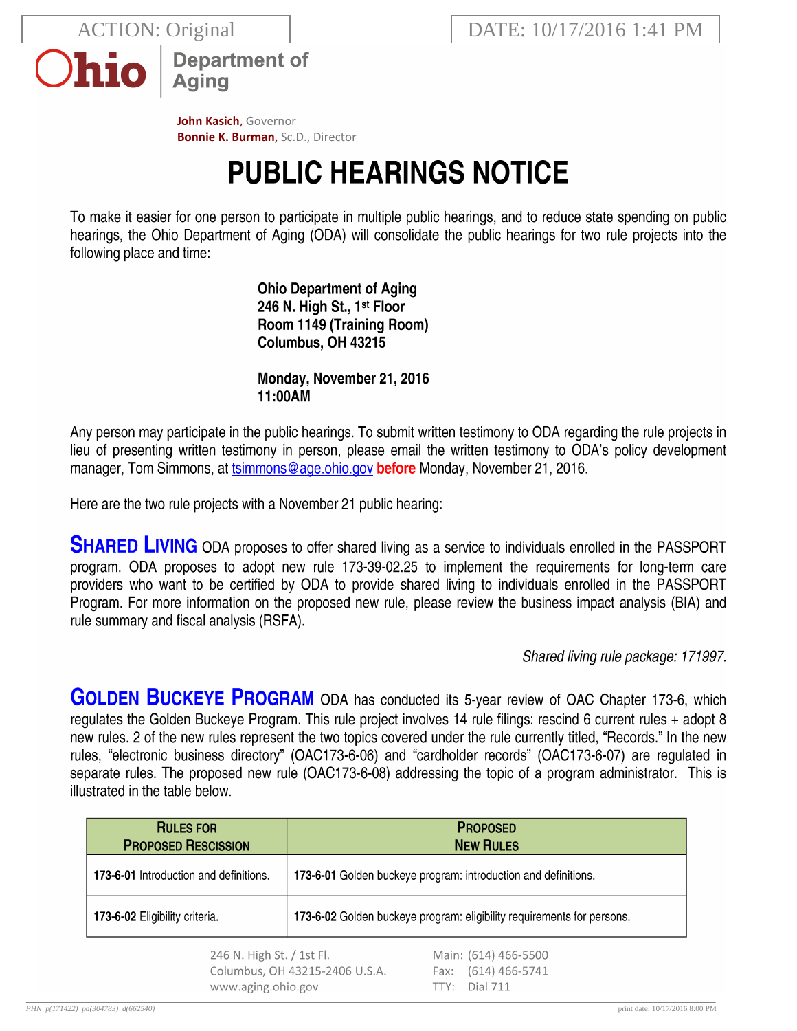ACTION: Original

DATE: 10/17/2016 1:41 PM

**Ohio** Department of Aging

**John Kasich**, Governor
**Bonnie K. Burman**, Sc.D., Director

# PUBLIC HEARINGS NOTICE

To make it easier for one person to participate in multiple public hearings, and to reduce state spending on public hearings, the Ohio Department of Aging (ODA) will consolidate the public hearings for two rule projects into the following place and time:

**Ohio Department of Aging**
**246 N. High St., 1st Floor**
**Room 1149 (Training Room)**
**Columbus, OH 43215**

**Monday, November 21, 2016**
**11:00AM**

Any person may participate in the public hearings. To submit written testimony to ODA regarding the rule projects in lieu of presenting written testimony in person, please email the written testimony to ODA's policy development manager, Tom Simmons, at tsimmons@age.ohio.gov **before** Monday, November 21, 2016.

Here are the two rule projects with a November 21 public hearing:

**SHARED LIVING** ODA proposes to offer shared living as a service to individuals enrolled in the PASSPORT program. ODA proposes to adopt new rule 173-39-02.25 to implement the requirements for long-term care providers who want to be certified by ODA to provide shared living to individuals enrolled in the PASSPORT Program. For more information on the proposed new rule, please review the business impact analysis (BIA) and rule summary and fiscal analysis (RSFA).

*Shared living rule package: 171997.*

**GOLDEN BUCKEYE PROGRAM** ODA has conducted its 5-year review of OAC Chapter 173-6, which regulates the Golden Buckeye Program. This rule project involves 14 rule filings: rescind 6 current rules + adopt 8 new rules. 2 of the new rules represent the two topics covered under the rule currently titled, "Records." In the new rules, "electronic business directory" (OAC173-6-06) and "cardholder records" (OAC173-6-07) are regulated in separate rules. The proposed new rule (OAC173-6-08) addressing the topic of a program administrator. This is illustrated in the table below.

| RULES FOR PROPOSED RESCISSION | PROPOSED NEW RULES |
|---|---|
| **173-6-01** Introduction and definitions. | **173-6-01** Golden buckeye program: introduction and definitions. |
| **173-6-02** Eligibility criteria. | **173-6-02** Golden buckeye program: eligibility requirements for persons. |

246 N. High St. / 1st Fl.
Columbus, OH 43215-2406 U.S.A.
www.aging.ohio.gov

Main: (614) 466-5500
Fax: (614) 466-5741
TTY: Dial 711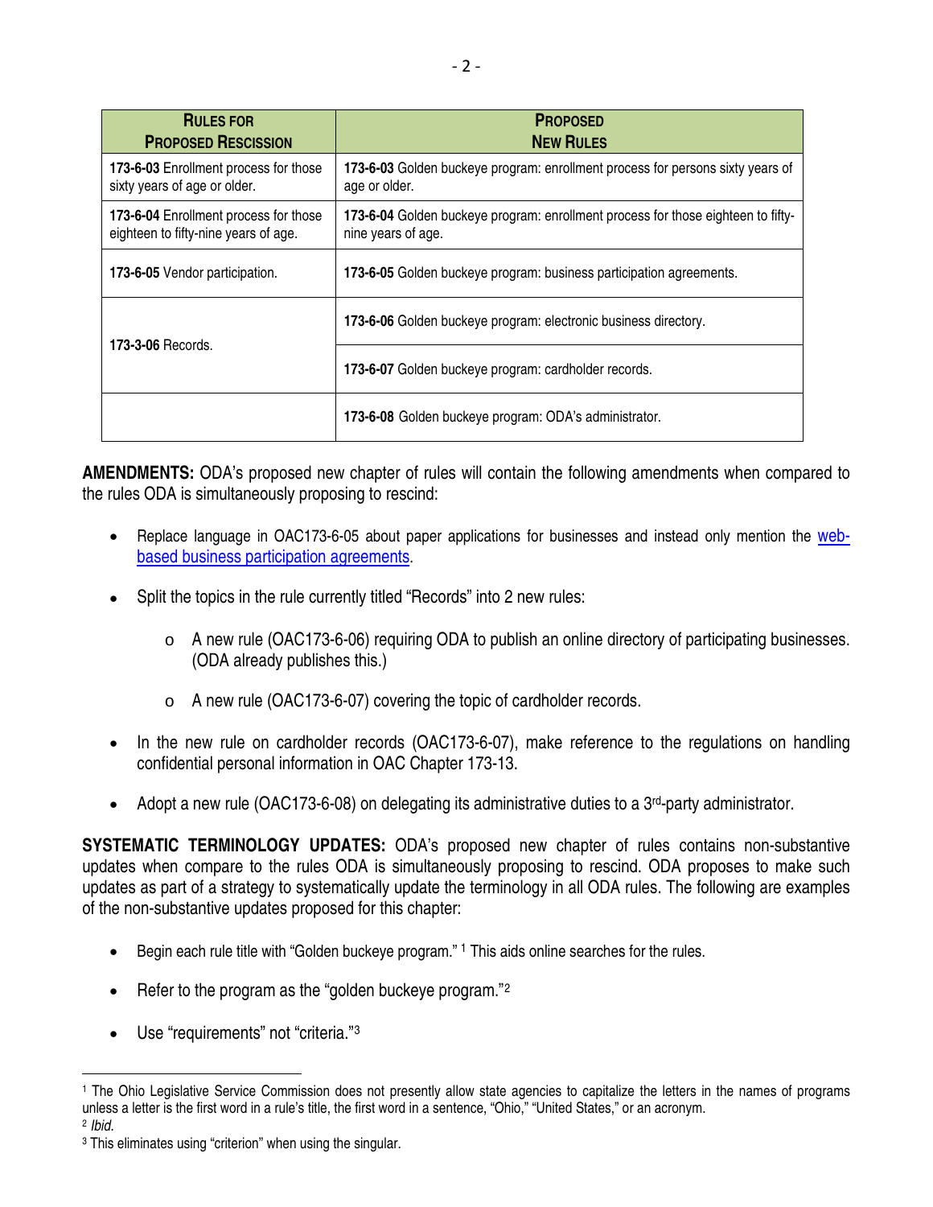| **Rules for Proposed Rescission** | **Proposed New Rules** |
| --- | --- |
| **173-6-03** Enrollment process for those sixty years of age or older. | **173-6-03** Golden buckeye program: enrollment process for persons sixty years of age or older. |
| **173-6-04** Enrollment process for those eighteen to fifty-nine years of age. | **173-6-04** Golden buckeye program: enrollment process for those eighteen to fifty-nine years of age. |
| **173-6-05** Vendor participation. | **173-6-05** Golden buckeye program: business participation agreements. |
| **173-3-06** Records. | **173-6-06** Golden buckeye program: electronic business directory. |
| | **173-6-07** Golden buckeye program: cardholder records. |
| | **173-6-08** Golden buckeye program: ODA's administrator. |

**AMENDMENTS:** ODA's proposed new chapter of rules will contain the following amendments when compared to the rules ODA is simultaneously proposing to rescind:

- Replace language in OAC173-6-05 about paper applications for businesses and instead only mention the web-based business participation agreements.
- Split the topics in the rule currently titled "Records" into 2 new rules:
  - A new rule (OAC173-6-06) requiring ODA to publish an online directory of participating businesses. (ODA already publishes this.)
  - A new rule (OAC173-6-07) covering the topic of cardholder records.
- In the new rule on cardholder records (OAC173-6-07), make reference to the regulations on handling confidential personal information in OAC Chapter 173-13.
- Adopt a new rule (OAC173-6-08) on delegating its administrative duties to a 3rd-party administrator.

**SYSTEMATIC TERMINOLOGY UPDATES:** ODA's proposed new chapter of rules contains non-substantive updates when compare to the rules ODA is simultaneously proposing to rescind. ODA proposes to make such updates as part of a strategy to systematically update the terminology in all ODA rules. The following are examples of the non-substantive updates proposed for this chapter:

- Begin each rule title with "Golden buckeye program." [1] This aids online searches for the rules.
- Refer to the program as the "golden buckeye program."[2]
- Use "requirements" not "criteria."[3]

---

[1] The Ohio Legislative Service Commission does not presently allow state agencies to capitalize the letters in the names of programs unless a letter is the first word in a rule's title, the first word in a sentence, "Ohio," "United States," or an acronym.

[2] *Ibid.*

[3] This eliminates using "criterion" when using the singular.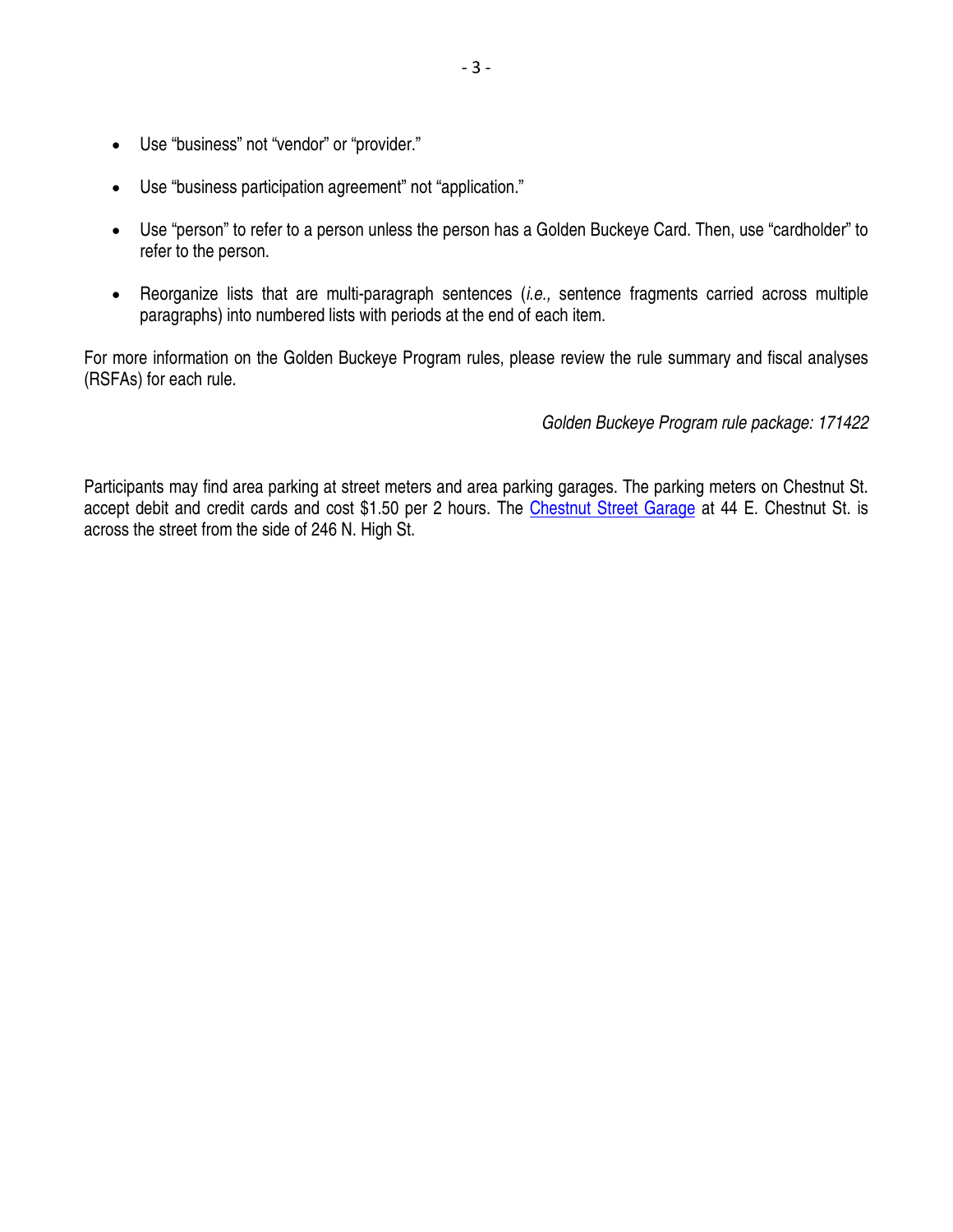- Use “business” not “vendor” or “provider.”

- Use “business participation agreement” not “application.”

- Use “person” to refer to a person unless the person has a Golden Buckeye Card. Then, use “cardholder” to refer to the person.

- Reorganize lists that are multi-paragraph sentences (*i.e.,* sentence fragments carried across multiple paragraphs) into numbered lists with periods at the end of each item.

For more information on the Golden Buckeye Program rules, please review the rule summary and fiscal analyses (RSFAs) for each rule.

*Golden Buckeye Program rule package: 171422*

Participants may find area parking at street meters and area parking garages. The parking meters on Chestnut St. accept debit and credit cards and cost $1.50 per 2 hours. The Chestnut Street Garage at 44 E. Chestnut St. is across the street from the side of 246 N. High St.